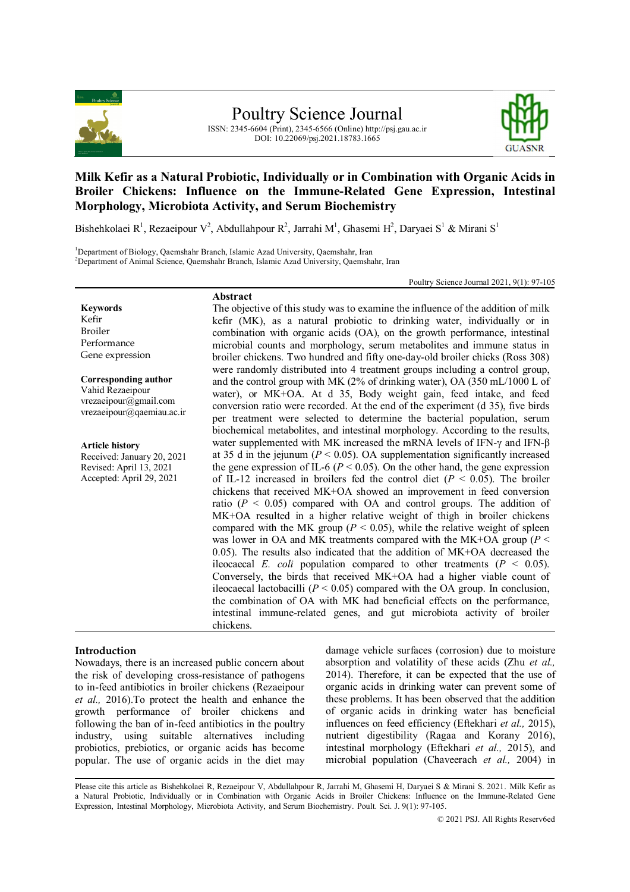# Milk Kefir as a Natural Probiotic, Individually or in Combination with Organic Acids in Broiler Chickens: Influence on the Immune-Related Gene Expression, Intestinal Morphology, Microbiota Activity, and Serum Biochemistry

Bishehkolaei R[1], Rezaeipour V[2], Abdullahpour R[2], Jarrahi M[1], Ghasemi H[2], Daryaei S[1] & Mirani S[1]

[1]Department of Biology, Qaemshahr Branch, Islamic Azad University, Qaemshahr, Iran
[2]Department of Animal Science, Qaemshahr Branch, Islamic Azad University, Qaemshahr, Iran

**Keywords**
Kefir
Broiler
Performance
Gene expression

**Corresponding author**
Vahid Rezaeipour
vrezaeipour@gmail.com
vrezaeipour@qaemiau.ac.ir

**Article history**
Received: January 20, 2021
Revised: April 13, 2021
Accepted: April 29, 2021

## Abstract

The objective of this study was to examine the influence of the addition of milk kefir (MK), as a natural probiotic to drinking water, individually or in combination with organic acids (OA), on the growth performance, intestinal microbial counts and morphology, serum metabolites and immune status in broiler chickens. Two hundred and fifty one-day-old broiler chicks (Ross 308) were randomly distributed into 4 treatment groups including a control group, and the control group with MK (2% of drinking water), OA (350 mL/1000 L of water), or MK+OA. At d 35, Body weight gain, feed intake, and feed conversion ratio were recorded. At the end of the experiment (d 35), five birds per treatment were selected to determine the bacterial population, serum biochemical metabolites, and intestinal morphology. According to the results, water supplemented with MK increased the mRNA levels of IFN-γ and IFN-β at 35 d in the jejunum ($P < 0.05$). OA supplementation significantly increased the gene expression of IL-6 ($P < 0.05$). On the other hand, the gene expression of IL-12 increased in broilers fed the control diet ($P < 0.05$). The broiler chickens that received MK+OA showed an improvement in feed conversion ratio ($P < 0.05$) compared with OA and control groups. The addition of MK+OA resulted in a higher relative weight of thigh in broiler chickens compared with the MK group ($P < 0.05$), while the relative weight of spleen was lower in OA and MK treatments compared with the MK+OA group ($P < 0.05$). The results also indicated that the addition of MK+OA decreased the ileocaecal *E. coli* population compared to other treatments ($P < 0.05$). Conversely, the birds that received MK+OA had a higher viable count of ileocaecal lactobacilli ($P < 0.05$) compared with the OA group. In conclusion, the combination of OA with MK had beneficial effects on the performance, intestinal immune-related genes, and gut microbiota activity of broiler chickens.

## Introduction

Nowadays, there is an increased public concern about the risk of developing cross-resistance of pathogens to in-feed antibiotics in broiler chickens (Rezaeipour *et al.,* 2016).To protect the health and enhance the growth performance of broiler chickens and following the ban of in-feed antibiotics in the poultry industry, using suitable alternatives including probiotics, prebiotics, or organic acids has become popular. The use of organic acids in the diet may damage vehicle surfaces (corrosion) due to moisture absorption and volatility of these acids (Zhu *et al.,* 2014). Therefore, it can be expected that the use of organic acids in drinking water can prevent some of these problems. It has been observed that the addition of organic acids in drinking water has beneficial influences on feed efficiency (Eftekhari *et al.,* 2015), nutrient digestibility (Ragaa and Korany 2016), intestinal morphology (Eftekhari *et al.,* 2015), and microbial population (Chaveerach *et al.,* 2004) in

Please cite this article as Bishehkolaei R, Rezaeipour V, Abdullahpour R, Jarrahi M, Ghasemi H, Daryaei S & Mirani S. 2021. Milk Kefir as a Natural Probiotic, Individually or in Combination with Organic Acids in Broiler Chickens: Influence on the Immune-Related Gene Expression, Intestinal Morphology, Microbiota Activity, and Serum Biochemistry. Poult. Sci. J. 9(1): 97-105.

© 2021 PSJ. All Rights Reserv6ed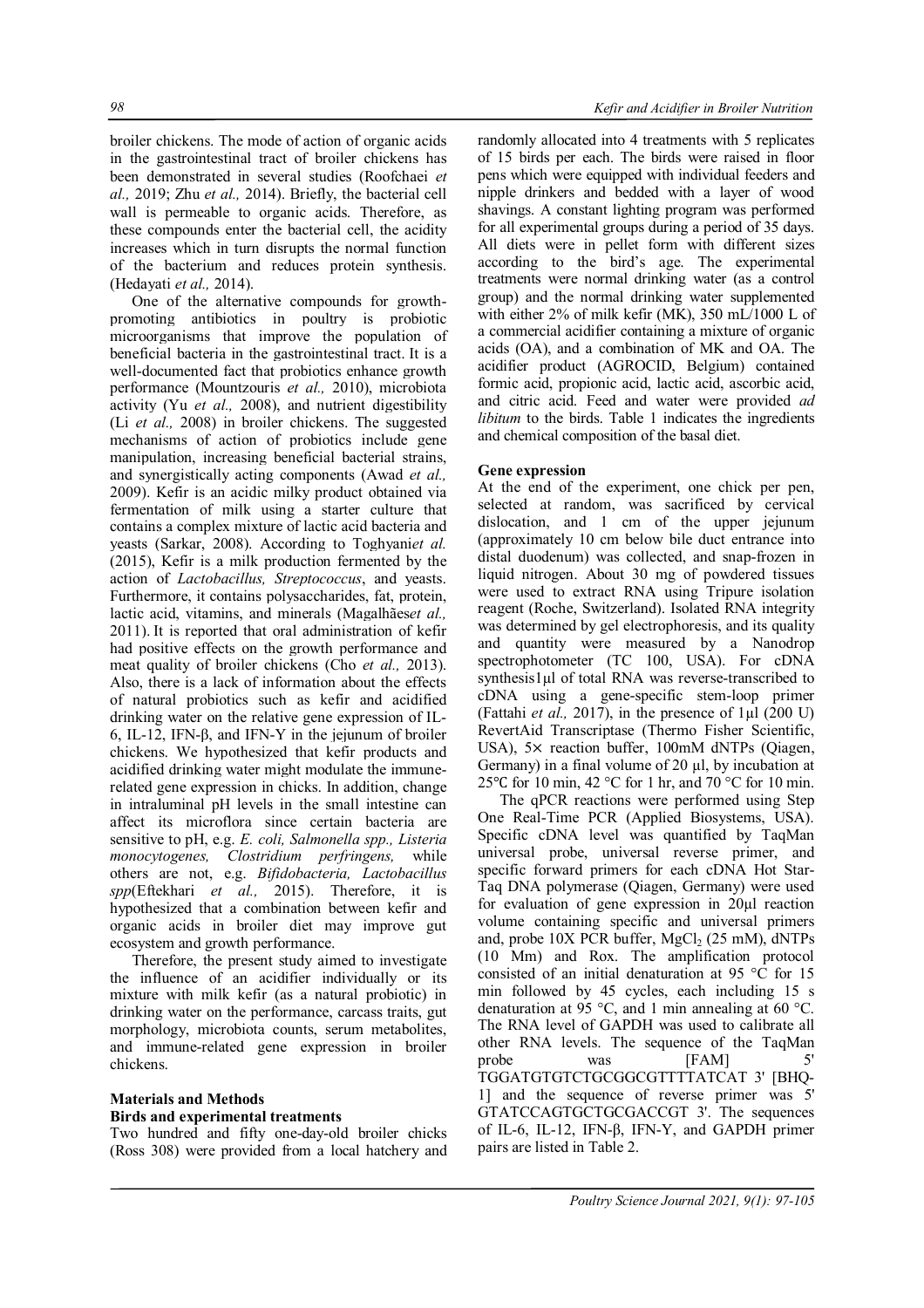broiler chickens. The mode of action of organic acids in the gastrointestinal tract of broiler chickens has been demonstrated in several studies (Roofchaei *et al.,* 2019; Zhu *et al.,* 2014). Briefly, the bacterial cell wall is permeable to organic acids. Therefore, as these compounds enter the bacterial cell, the acidity increases which in turn disrupts the normal function of the bacterium and reduces protein synthesis. (Hedayati *et al.,* 2014).

One of the alternative compounds for growth-promoting antibiotics in poultry is probiotic microorganisms that improve the population of beneficial bacteria in the gastrointestinal tract. It is a well-documented fact that probiotics enhance growth performance (Mountzouris *et al.,* 2010), microbiota activity (Yu *et al.,* 2008), and nutrient digestibility (Li *et al.,* 2008) in broiler chickens. The suggested mechanisms of action of probiotics include gene manipulation, increasing beneficial bacterial strains, and synergistically acting components (Awad *et al.,* 2009). Kefir is an acidic milky product obtained via fermentation of milk using a starter culture that contains a complex mixture of lactic acid bacteria and yeasts (Sarkar, 2008). According to Toghyani*et al.* (2015), Kefir is a milk production fermented by the action of *Lactobacillus, Streptococcus*, and yeasts. Furthermore, it contains polysaccharides, fat, protein, lactic acid, vitamins, and minerals (Magalhães*et al.,* 2011). It is reported that oral administration of kefir had positive effects on the growth performance and meat quality of broiler chickens (Cho *et al.,* 2013). Also, there is a lack of information about the effects of natural probiotics such as kefir and acidified drinking water on the relative gene expression of IL-6, IL-12, IFN-β, and IFN-Y in the jejunum of broiler chickens. We hypothesized that kefir products and acidified drinking water might modulate the immune-related gene expression in chicks. In addition, change in intraluminal pH levels in the small intestine can affect its microflora since certain bacteria are sensitive to pH, e.g. *E. coli, Salmonella spp., Listeria monocytogenes, Clostridium perfringens,* while others are not, e.g. *Bifidobacteria, Lactobacillus spp*(Eftekhari *et al.,* 2015). Therefore, it is hypothesized that a combination between kefir and organic acids in broiler diet may improve gut ecosystem and growth performance.

Therefore, the present study aimed to investigate the influence of an acidifier individually or its mixture with milk kefir (as a natural probiotic) in drinking water on the performance, carcass traits, gut morphology, microbiota counts, serum metabolites, and immune-related gene expression in broiler chickens.

## Materials and Methods

### Birds and experimental treatments

Two hundred and fifty one-day-old broiler chicks (Ross 308) were provided from a local hatchery and randomly allocated into 4 treatments with 5 replicates of 15 birds per each. The birds were raised in floor pens which were equipped with individual feeders and nipple drinkers and bedded with a layer of wood shavings. A constant lighting program was performed for all experimental groups during a period of 35 days. All diets were in pellet form with different sizes according to the bird's age. The experimental treatments were normal drinking water (as a control group) and the normal drinking water supplemented with either 2% of milk kefir (MK), 350 mL/1000 L of a commercial acidifier containing a mixture of organic acids (OA), and a combination of MK and OA. The acidifier product (AGROCID, Belgium) contained formic acid, propionic acid, lactic acid, ascorbic acid, and citric acid. Feed and water were provided *ad libitum* to the birds. Table 1 indicates the ingredients and chemical composition of the basal diet.

### Gene expression

At the end of the experiment, one chick per pen, selected at random, was sacrificed by cervical dislocation, and 1 cm of the upper jejunum (approximately 10 cm below bile duct entrance into distal duodenum) was collected, and snap-frozen in liquid nitrogen. About 30 mg of powdered tissues were used to extract RNA using Tripure isolation reagent (Roche, Switzerland). Isolated RNA integrity was determined by gel electrophoresis, and its quality and quantity were measured by a Nanodrop spectrophotometer (TC 100, USA). For cDNA synthesis1µl of total RNA was reverse-transcribed to cDNA using a gene-specific stem-loop primer (Fattahi *et al.,* 2017), in the presence of 1µl (200 U) RevertAid Transcriptase (Thermo Fisher Scientific, USA), 5× reaction buffer, 100mM dNTPs (Qiagen, Germany) in a final volume of 20 µl, by incubation at 25℃ for 10 min, 42 °C for 1 hr, and 70 °C for 10 min.

The qPCR reactions were performed using Step One Real-Time PCR (Applied Biosystems, USA). Specific cDNA level was quantified by TaqMan universal probe, universal reverse primer, and specific forward primers for each cDNA Hot Star-Taq DNA polymerase (Qiagen, Germany) were used for evaluation of gene expression in 20µl reaction volume containing specific and universal primers and, probe 10X PCR buffer, $MgCl_2$ (25 mM), dNTPs (10 Mm) and Rox. The amplification protocol consisted of an initial denaturation at 95 °C for 15 min followed by 45 cycles, each including 15 s denaturation at 95 °C, and 1 min annealing at 60 °C. The RNA level of GAPDH was used to calibrate all other RNA levels. The sequence of the TaqMan probe was [FAM] 5' TGGATGTGTCTGCGGCGTTTTATCAT 3' [BHQ-1] and the sequence of reverse primer was 5' GTATCCAGTGCTGCGACCGT 3'. The sequences of IL-6, IL-12, IFN-β, IFN-Y, and GAPDH primer pairs are listed in Table 2.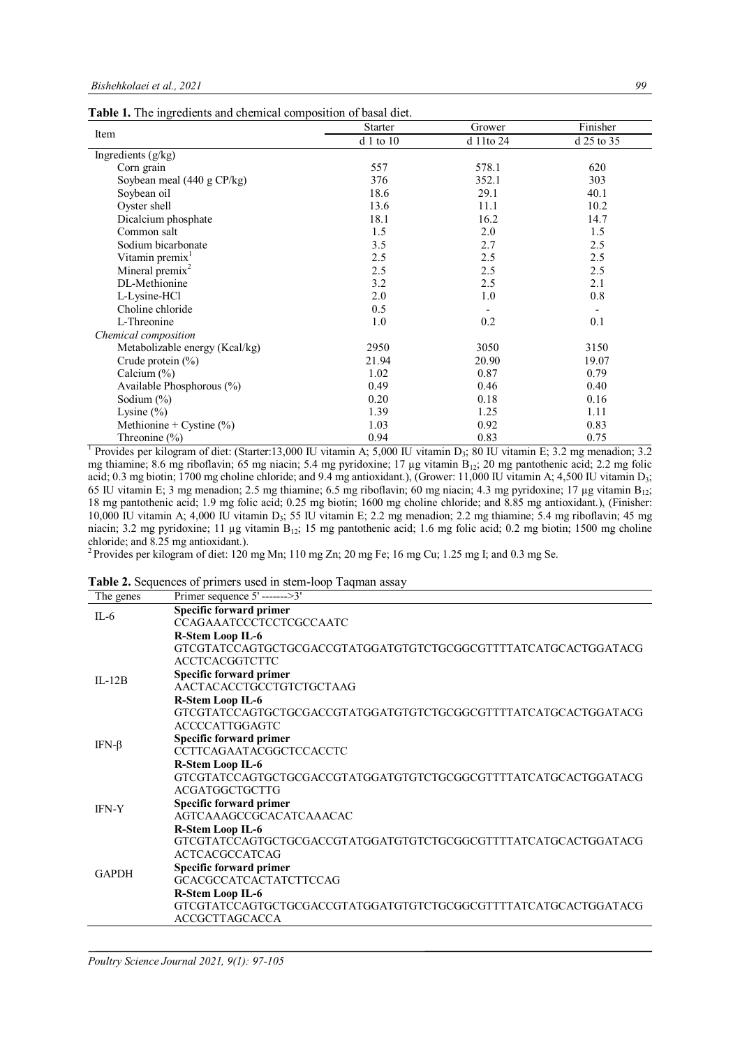**Table 1.** The ingredients and chemical composition of basal diet.

| Item | Starter | Grower | Finisher |
|---|---|---|---|
| | d 1 to 10 | d 11to 24 | d 25 to 35 |
| Ingredients (g/kg) | | | |
| Corn grain | 557 | 578.1 | 620 |
| Soybean meal (440 g CP/kg) | 376 | 352.1 | 303 |
| Soybean oil | 18.6 | 29.1 | 40.1 |
| Oyster shell | 13.6 | 11.1 | 10.2 |
| Dicalcium phosphate | 18.1 | 16.2 | 14.7 |
| Common salt | 1.5 | 2.0 | 1.5 |
| Sodium bicarbonate | 3.5 | 2.7 | 2.5 |
| Vitamin premix[1] | 2.5 | 2.5 | 2.5 |
| Mineral premix[2] | 2.5 | 2.5 | 2.5 |
| DL-Methionine | 3.2 | 2.5 | 2.1 |
| L-Lysine-HCl | 2.0 | 1.0 | 0.8 |
| Choline chloride | 0.5 | - | - |
| L-Threonine | 1.0 | 0.2 | 0.1 |
| *Chemical composition* | | | |
| Metabolizable energy (Kcal/kg) | 2950 | 3050 | 3150 |
| Crude protein (%) | 21.94 | 20.90 | 19.07 |
| Calcium (%) | 1.02 | 0.87 | 0.79 |
| Available Phosphorous (%) | 0.49 | 0.46 | 0.40 |
| Sodium (%) | 0.20 | 0.18 | 0.16 |
| Lysine (%) | 1.39 | 1.25 | 1.11 |
| Methionine + Cystine (%) | 1.03 | 0.92 | 0.83 |
| Threonine (%) | 0.94 | 0.83 | 0.75 |

[1] Provides per kilogram of diet: (Starter:13,000 IU vitamin A; 5,000 IU vitamin $D_3$; 80 IU vitamin E; 3.2 mg menadion; 3.2 mg thiamine; 8.6 mg riboflavin; 65 mg niacin; 5.4 mg pyridoxine; 17 µg vitamin $B_{12}$; 20 mg pantothenic acid; 2.2 mg folic acid; 0.3 mg biotin; 1700 mg choline chloride; and 9.4 mg antioxidant.), (Grower: 11,000 IU vitamin A; 4,500 IU vitamin $D_3$; 65 IU vitamin E; 3 mg menadion; 2.5 mg thiamine; 6.5 mg riboflavin; 60 mg niacin; 4.3 mg pyridoxine; 17 µg vitamin $B_{12}$; 18 mg pantothenic acid; 1.9 mg folic acid; 0.25 mg biotin; 1600 mg choline chloride; and 8.85 mg antioxidant.), (Finisher: 10,000 IU vitamin A; 4,000 IU vitamin $D_3$; 55 IU vitamin E; 2.2 mg menadion; 2.2 mg thiamine; 5.4 mg riboflavin; 45 mg niacin; 3.2 mg pyridoxine; 11 µg vitamin $B_{12}$; 15 mg pantothenic acid; 1.6 mg folic acid; 0.2 mg biotin; 1500 mg choline chloride; and 8.25 mg antioxidant.).

[2] Provides per kilogram of diet: 120 mg Mn; 110 mg Zn; 20 mg Fe; 16 mg Cu; 1.25 mg I; and 0.3 mg Se.

**Table 2.** Sequences of primers used in stem-loop Taqman assay

| The genes | Primer sequence 5' ------->3' |
|---|---|
| IL-6 | **Specific forward primer** CCAGAAATCCCTCCTCGCCAATC |
| | **R-Stem Loop IL-6** GTCGTATCCAGTGCTGCGACCGTATGGATGTGTCTGCGGCGTTTTATCATGCACTGGATACG ACCTCACGGTCTTC |
| IL-12B | **Specific forward primer** AACTACACCTGCCTGTCTGCTAAG |
| | **R-Stem Loop IL-6** GTCGTATCCAGTGCTGCGACCGTATGGATGTGTCTGCGGCGTTTTATCATGCACTGGATACG ACCCCATTGGAGTC |
| IFN-β | **Specific forward primer** CCTTCAGAATACGGCTCCACCTC |
| | **R-Stem Loop IL-6** GTCGTATCCAGTGCTGCGACCGTATGGATGTGTCTGCGGCGTTTTATCATGCACTGGATACG ACGATGGCTGCTTG |
| IFN-Y | **Specific forward primer** AGTCAAAGCCGCACATCAAACAC |
| | **R-Stem Loop IL-6** GTCGTATCCAGTGCTGCGACCGTATGGATGTGTCTGCGGCGTTTTATCATGCACTGGATACG ACTCACGCCATCAG |
| GAPDH | **Specific forward primer** GCACGCCATCACTATCTTCCAG |
| | **R-Stem Loop IL-6** GTCGTATCCAGTGCTGCGACCGTATGGATGTGTCTGCGGCGTTTTATCATGCACTGGATACG ACCGCTTAGCACCA |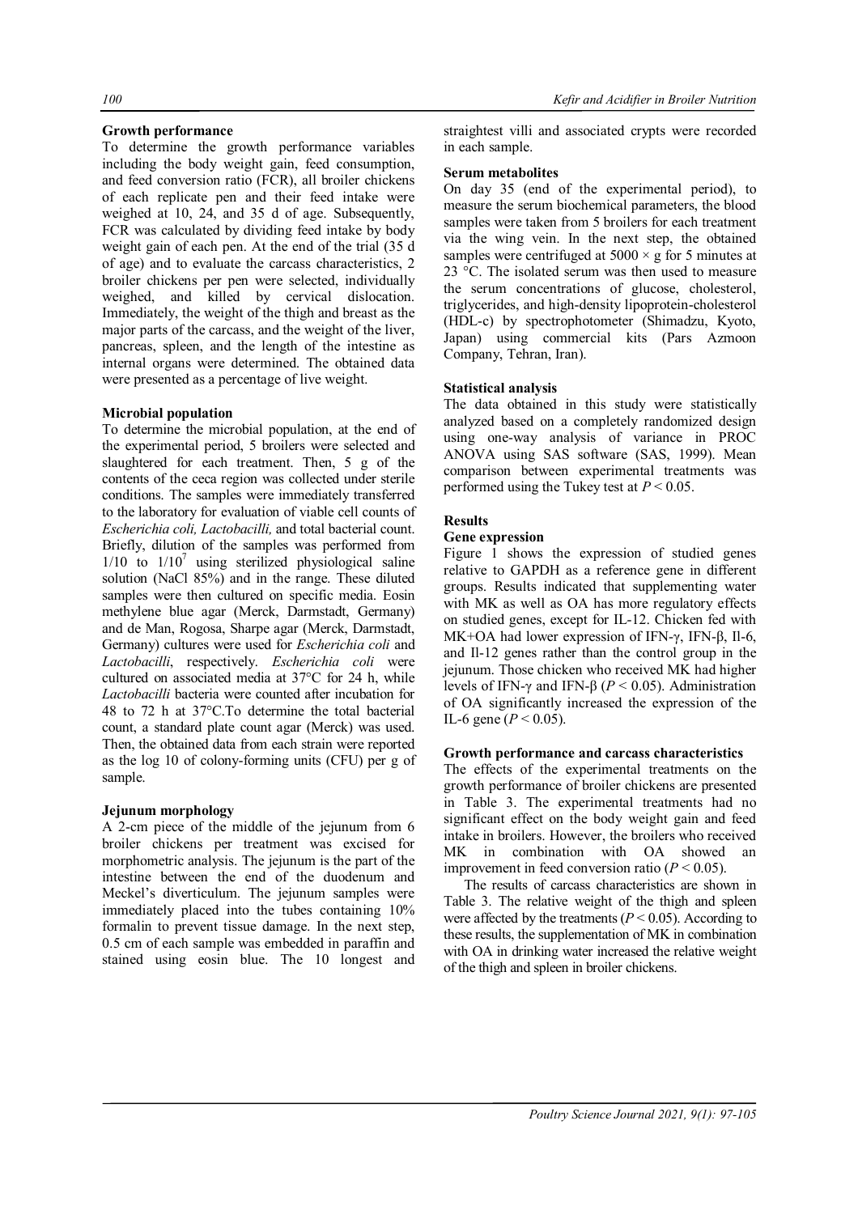### Growth performance

To determine the growth performance variables including the body weight gain, feed consumption, and feed conversion ratio (FCR), all broiler chickens of each replicate pen and their feed intake were weighed at 10, 24, and 35 d of age. Subsequently, FCR was calculated by dividing feed intake by body weight gain of each pen. At the end of the trial (35 d of age) and to evaluate the carcass characteristics, 2 broiler chickens per pen were selected, individually weighed, and killed by cervical dislocation. Immediately, the weight of the thigh and breast as the major parts of the carcass, and the weight of the liver, pancreas, spleen, and the length of the intestine as internal organs were determined. The obtained data were presented as a percentage of live weight.

### Microbial population

To determine the microbial population, at the end of the experimental period, 5 broilers were selected and slaughtered for each treatment. Then, 5 g of the contents of the ceca region was collected under sterile conditions. The samples were immediately transferred to the laboratory for evaluation of viable cell counts of *Escherichia coli, Lactobacilli,* and total bacterial count. Briefly, dilution of the samples was performed from 1/10 to $1/10^7$ using sterilized physiological saline solution (NaCl 85%) and in the range. These diluted samples were then cultured on specific media. Eosin methylene blue agar (Merck, Darmstadt, Germany) and de Man, Rogosa, Sharpe agar (Merck, Darmstadt, Germany) cultures were used for *Escherichia coli* and *Lactobacilli*, respectively. *Escherichia coli* were cultured on associated media at 37°C for 24 h, while *Lactobacilli* bacteria were counted after incubation for 48 to 72 h at 37°C.To determine the total bacterial count, a standard plate count agar (Merck) was used. Then, the obtained data from each strain were reported as the log 10 of colony-forming units (CFU) per g of sample.

### Jejunum morphology

A 2-cm piece of the middle of the jejunum from 6 broiler chickens per treatment was excised for morphometric analysis. The jejunum is the part of the intestine between the end of the duodenum and Meckel's diverticulum. The jejunum samples were immediately placed into the tubes containing 10% formalin to prevent tissue damage. In the next step, 0.5 cm of each sample was embedded in paraffin and stained using eosin blue. The 10 longest and straightest villi and associated crypts were recorded in each sample.

### Serum metabolites

On day 35 (end of the experimental period), to measure the serum biochemical parameters, the blood samples were taken from 5 broilers for each treatment via the wing vein. In the next step, the obtained samples were centrifuged at $5000 \times g$ for 5 minutes at 23 °C. The isolated serum was then used to measure the serum concentrations of glucose, cholesterol, triglycerides, and high-density lipoprotein-cholesterol (HDL-c) by spectrophotometer (Shimadzu, Kyoto, Japan) using commercial kits (Pars Azmoon Company, Tehran, Iran).

### Statistical analysis

The data obtained in this study were statistically analyzed based on a completely randomized design using one-way analysis of variance in PROC ANOVA using SAS software (SAS, 1999). Mean comparison between experimental treatments was performed using the Tukey test at $P < 0.05$.

## Results

### Gene expression

Figure 1 shows the expression of studied genes relative to GAPDH as a reference gene in different groups. Results indicated that supplementing water with MK as well as OA has more regulatory effects on studied genes, except for IL-12. Chicken fed with MK+OA had lower expression of IFN-γ, IFN-β, Il-6, and Il-12 genes rather than the control group in the jejunum. Those chicken who received MK had higher levels of IFN-γ and IFN-β ($P < 0.05$). Administration of OA significantly increased the expression of the IL-6 gene ($P < 0.05$).

### Growth performance and carcass characteristics

The effects of the experimental treatments on the growth performance of broiler chickens are presented in Table 3. The experimental treatments had no significant effect on the body weight gain and feed intake in broilers. However, the broilers who received MK in combination with OA showed an improvement in feed conversion ratio ($P < 0.05$).

The results of carcass characteristics are shown in Table 3. The relative weight of the thigh and spleen were affected by the treatments ($P < 0.05$). According to these results, the supplementation of MK in combination with OA in drinking water increased the relative weight of the thigh and spleen in broiler chickens.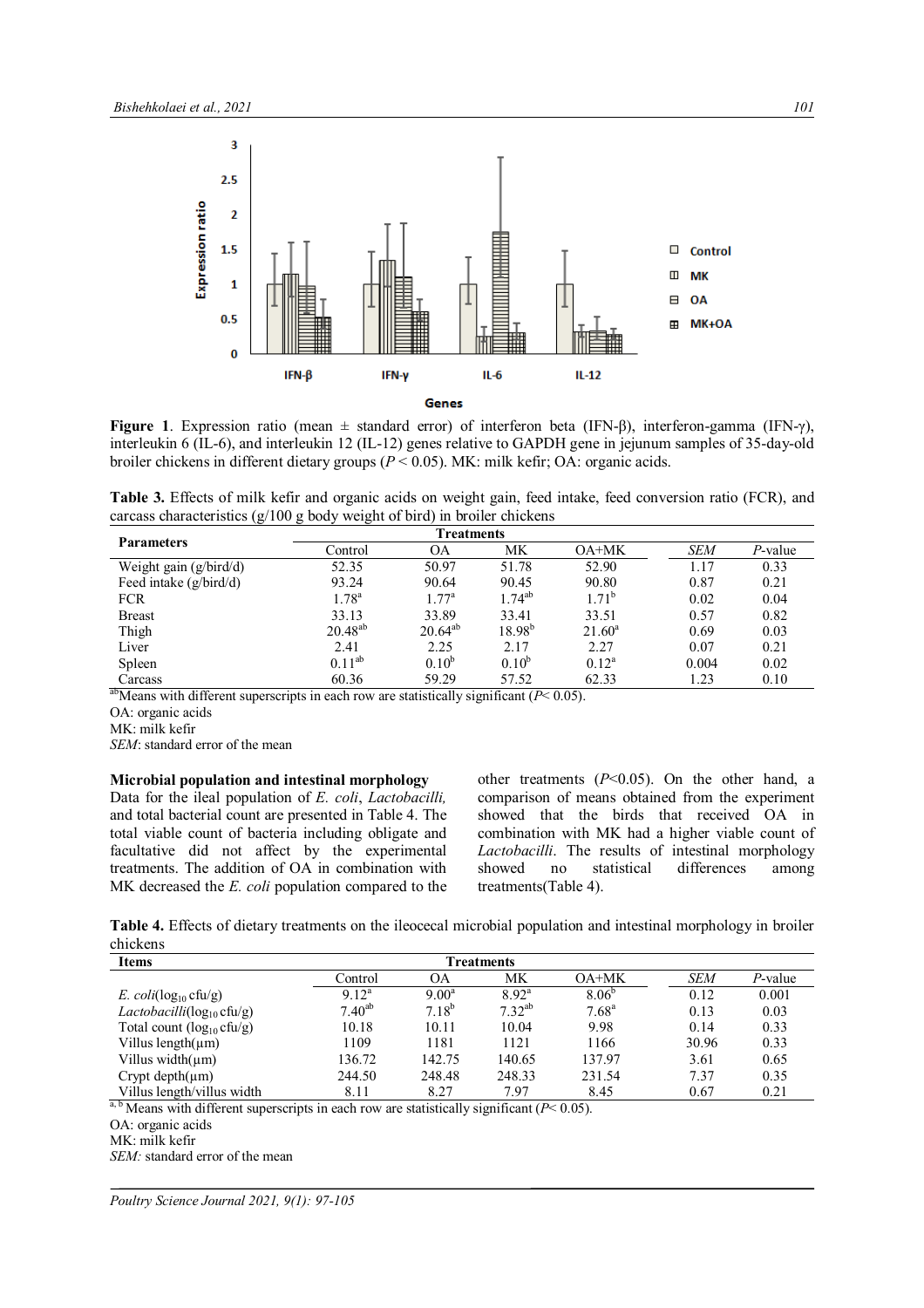**Figure 1**. Expression ratio (mean ± standard error) of interferon beta (IFN-β), interferon-gamma (IFN-γ), interleukin 6 (IL-6), and interleukin 12 (IL-12) genes relative to GAPDH gene in jejunum samples of 35-day-old broiler chickens in different dietary groups ($P < 0.05$). MK: milk kefir; OA: organic acids.

**Table 3.** Effects of milk kefir and organic acids on weight gain, feed intake, feed conversion ratio (FCR), and carcass characteristics (g/100 g body weight of bird) in broiler chickens

| Parameters | Treatments | | | | | |
|---|---|---|---|---|---|---|
| | Control | OA | MK | OA+MK | *SEM* | *P*-value |
| Weight gain (g/bird/d) | 52.35 | 50.97 | 51.78 | 52.90 | 1.17 | 0.33 |
| Feed intake (g/bird/d) | 93.24 | 90.64 | 90.45 | 90.80 | 0.87 | 0.21 |
| FCR | $1.78^{a}$ | $1.77^{a}$ | $1.74^{ab}$ | $1.71^{b}$ | 0.02 | 0.04 |
| Breast | 33.13 | 33.89 | 33.41 | 33.51 | 0.57 | 0.82 |
| Thigh | $20.48^{ab}$ | $20.64^{ab}$ | $18.98^{b}$ | $21.60^{a}$ | 0.69 | 0.03 |
| Liver | 2.41 | 2.25 | 2.17 | 2.27 | 0.07 | 0.21 |
| Spleen | $0.11^{ab}$ | $0.10^{b}$ | $0.10^{b}$ | $0.12^{a}$ | 0.004 | 0.02 |
| Carcass | 60.36 | 59.29 | 57.52 | 62.33 | 1.23 | 0.10 |

[ab]Means with different superscripts in each row are statistically significant ($P< 0.05$).
OA: organic acids
MK: milk kefir
*SEM*: standard error of the mean

**Microbial population and intestinal morphology**

Data for the ileal population of *E. coli*, *Lactobacilli,* and total bacterial count are presented in Table 4. The total viable count of bacteria including obligate and facultative did not affect by the experimental treatments. The addition of OA in combination with MK decreased the *E. coli* population compared to the other treatments ($P<0.05$). On the other hand, a comparison of means obtained from the experiment showed that the birds that received OA in combination with MK had a higher viable count of *Lactobacilli*. The results of intestinal morphology showed no statistical differences among treatments(Table 4).

**Table 4.** Effects of dietary treatments on the ileocecal microbial population and intestinal morphology in broiler chickens

| Items | Treatments | | | | | |
|---|---|---|---|---|---|---|
| | Control | OA | MK | OA+MK | *SEM* | *P*-value |
| *E. coli*($\log_{10}$ cfu/g) | $9.12^{a}$ | $9.00^{a}$ | $8.92^{a}$ | $8.06^{b}$ | 0.12 | 0.001 |
| *Lactobacilli*($\log_{10}$ cfu/g) | $7.40^{ab}$ | $7.18^{b}$ | $7.32^{ab}$ | $7.68^{a}$ | 0.13 | 0.03 |
| Total count ($\log_{10}$ cfu/g) | 10.18 | 10.11 | 10.04 | 9.98 | 0.14 | 0.33 |
| Villus length(µm) | 1109 | 1181 | 1121 | 1166 | 30.96 | 0.33 |
| Villus width(µm) | 136.72 | 142.75 | 140.65 | 137.97 | 3.61 | 0.65 |
| Crypt depth(µm) | 244.50 | 248.48 | 248.33 | 231.54 | 7.37 | 0.35 |
| Villus length/villus width | 8.11 | 8.27 | 7.97 | 8.45 | 0.67 | 0.21 |

[a, b] Means with different superscripts in each row are statistically significant ($P< 0.05$).
OA: organic acids
MK: milk kefir
*SEM:* standard error of the mean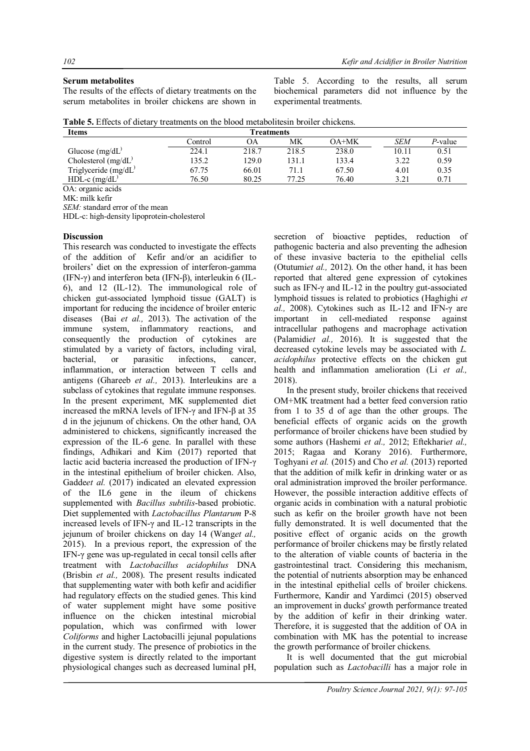### Serum metabolites

The results of the effects of dietary treatments on the serum metabolites in broiler chickens are shown in Table 5. According to the results, all serum biochemical parameters did not influence by the experimental treatments.

**Table 5.** Effects of dietary treatments on the blood metabolitesin broiler chickens.

| Items | Treatments | | | | | |
|---|---|---|---|---|---|---|
| | Control | OA | MK | OA+MK | *SEM* | *P*-value |
| Glucose (mg/dL) | 224.1 | 218.7 | 218.5 | 238.0 | 10.11 | 0.51 |
| Cholesterol (mg/dL) | 135.2 | 129.0 | 131.1 | 133.4 | 3.22 | 0.59 |
| Triglyceride (mg/dL) | 67.75 | 66.01 | 71.1 | 67.50 | 4.01 | 0.35 |
| HDL-c (mg/dL) | 76.50 | 80.25 | 77.25 | 76.40 | 3.21 | 0.71 |

OA: organic acids

MK: milk kefir

*SEM:* standard error of the mean

HDL-c: high-density lipoprotein-cholesterol

### Discussion

This research was conducted to investigate the effects of the addition of Kefir and/or an acidifier to broilers' diet on the expression of interferon-gamma (IFN-γ) and interferon beta (IFN-β), interleukin 6 (IL-6), and 12 (IL-12). The immunological role of chicken gut-associated lymphoid tissue (GALT) is important for reducing the incidence of broiler enteric diseases (Bai *et al.,* 2013). The activation of the immune system, inflammatory reactions, and consequently the production of cytokines are stimulated by a variety of factors, including viral, bacterial, or parasitic infections, cancer, inflammation, or interaction between T cells and antigens (Ghareeb *et al.,* 2013). Interleukins are a subclass of cytokines that regulate immune responses. In the present experiment, MK supplemented diet increased the mRNA levels of IFN-γ and IFN-β at 35 d in the jejunum of chickens. On the other hand, OA administered to chickens, significantly increased the expression of the IL-6 gene. In parallel with these findings, Adhikari and Kim (2017) reported that lactic acid bacteria increased the production of IFN-γ in the intestinal epithelium of broiler chicken. Also, Gadde*et al.* (2017) indicated an elevated expression of the IL6 gene in the ileum of chickens supplemented with *Bacillus subtilis*-based probiotic. Diet supplemented with *Lactobacillus Plantarum* P-8 increased levels of IFN-γ and IL-12 transcripts in the jejunum of broiler chickens on day 14 (Wang*et al.,* 2015). In a previous report, the expression of the IFN-γ gene was up-regulated in cecal tonsil cells after treatment with *Lactobacillus acidophilus* DNA (Brisbin *et al.,* 2008). The present results indicated that supplementing water with both kefir and acidifier had regulatory effects on the studied genes. This kind of water supplement might have some positive influence on the chicken intestinal microbial population, which was confirmed with lower *Coliforms* and higher Lactobacilli jejunal populations in the current study. The presence of probiotics in the digestive system is directly related to the important physiological changes such as decreased luminal pH, secretion of bioactive peptides, reduction of pathogenic bacteria and also preventing the adhesion of these invasive bacteria to the epithelial cells (Otutumi*et al.,* 2012). On the other hand, it has been reported that altered gene expression of cytokines such as IFN-γ and IL-12 in the poultry gut-associated lymphoid tissues is related to probiotics (Haghighi *et al.,* 2008). Cytokines such as IL-12 and IFN-γ are important in cell-mediated response against intracellular pathogens and macrophage activation (Palamidi*et al.,* 2016). It is suggested that the decreased cytokine levels may be associated with *L. acidophilus* protective effects on the chicken gut health and inflammation amelioration (Li *et al.,* 2018).

In the present study, broiler chickens that received OM+MK treatment had a better feed conversion ratio from 1 to 35 d of age than the other groups. The beneficial effects of organic acids on the growth performance of broiler chickens have been studied by some authors (Hashemi *et al.,* 2012; Eftekhari*et al.,* 2015; Ragaa and Korany 2016). Furthermore, Toghyani *et al.* (2015) and Cho *et al.* (2013) reported that the addition of milk kefir in drinking water or as oral administration improved the broiler performance. However, the possible interaction additive effects of organic acids in combination with a natural probiotic such as kefir on the broiler growth have not been fully demonstrated. It is well documented that the positive effect of organic acids on the growth performance of broiler chickens may be firstly related to the alteration of viable counts of bacteria in the gastrointestinal tract. Considering this mechanism, the potential of nutrients absorption may be enhanced in the intestinal epithelial cells of broiler chickens. Furthermore, Kandir and Yardimci (2015) observed an improvement in ducks' growth performance treated by the addition of kefir in their drinking water. Therefore, it is suggested that the addition of OA in combination with MK has the potential to increase the growth performance of broiler chickens.

It is well documented that the gut microbial population such as *Lactobacilli* has a major role in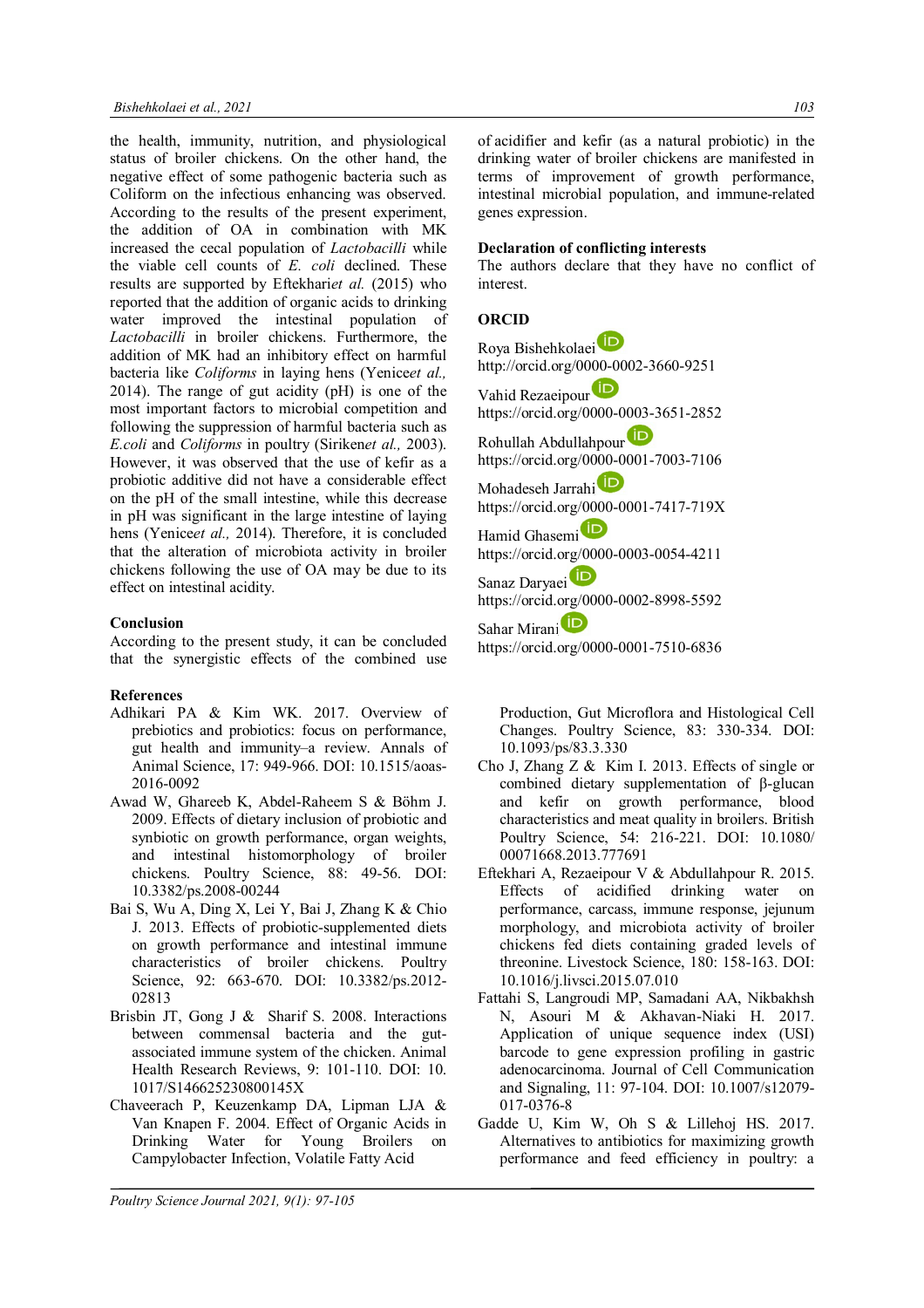the health, immunity, nutrition, and physiological status of broiler chickens. On the other hand, the negative effect of some pathogenic bacteria such as Coliform on the infectious enhancing was observed. According to the results of the present experiment, the addition of OA in combination with MK increased the cecal population of *Lactobacilli* while the viable cell counts of *E. coli* declined. These results are supported by Eftekhari*et al.* (2015) who reported that the addition of organic acids to drinking water improved the intestinal population of *Lactobacilli* in broiler chickens. Furthermore, the addition of MK had an inhibitory effect on harmful bacteria like *Coliforms* in laying hens (Yenice*et al.,* 2014). The range of gut acidity (pH) is one of the most important factors to microbial competition and following the suppression of harmful bacteria such as *E.coli* and *Coliforms* in poultry (Sirikene*t al.,* 2003). However, it was observed that the use of kefir as a probiotic additive did not have a considerable effect on the pH of the small intestine, while this decrease in pH was significant in the large intestine of laying hens (Yenice*et al.,* 2014). Therefore, it is concluded that the alteration of microbiota activity in broiler chickens following the use of OA may be due to its effect on intestinal acidity.

## Conclusion

According to the present study, it can be concluded that the synergistic effects of the combined use of acidifier and kefir (as a natural probiotic) in the drinking water of broiler chickens are manifested in terms of improvement of growth performance, intestinal microbial population, and immune-related genes expression.

## Declaration of conflicting interests

The authors declare that they have no conflict of interest.

## ORCID

Roya Bishehkolaei
http://orcid.org/0000-0002-3660-9251

Vahid Rezaeipour
https://orcid.org/0000-0003-3651-2852

Rohullah Abdullahpour
https://orcid.org/0000-0001-7003-7106

Mohadeseh Jarrahi
https://orcid.org/0000-0001-7417-719X

Hamid Ghasemi
https://orcid.org/0000-0003-0054-4211

Sanaz Daryaei
https://orcid.org/0000-0002-8998-5592

Sahar Mirani
https://orcid.org/0000-0001-7510-6836

## References

Adhikari PA & Kim WK. 2017. Overview of prebiotics and probiotics: focus on performance, gut health and immunity–a review. Annals of Animal Science, 17: 949-966. DOI: 10.1515/aoas-2016-0092

Awad W, Ghareeb K, Abdel-Raheem S & Böhm J. 2009. Effects of dietary inclusion of probiotic and synbiotic on growth performance, organ weights, and intestinal histomorphology of broiler chickens. Poultry Science, 88: 49-56. DOI: 10.3382/ps.2008-00244

Bai S, Wu A, Ding X, Lei Y, Bai J, Zhang K & Chio J. 2013. Effects of probiotic-supplemented diets on growth performance and intestinal immune characteristics of broiler chickens. Poultry Science, 92: 663-670. DOI: 10.3382/ps.2012-02813

Brisbin JT, Gong J & Sharif S. 2008. Interactions between commensal bacteria and the gut-associated immune system of the chicken. Animal Health Research Reviews, 9: 101-110. DOI: 10. 1017/S146625230800145X

Chaveerach P, Keuzenkamp DA, Lipman LJA & Van Knapen F. 2004. Effect of Organic Acids in Drinking Water for Young Broilers on Campylobacter Infection, Volatile Fatty Acid Production, Gut Microflora and Histological Cell Changes. Poultry Science, 83: 330-334. DOI: 10.1093/ps/83.3.330

Cho J, Zhang Z & Kim I. 2013. Effects of single or combined dietary supplementation of β-glucan and kefir on growth performance, blood characteristics and meat quality in broilers. British Poultry Science, 54: 216-221. DOI: 10.1080/ 00071668.2013.777691

Eftekhari A, Rezaeipour V & Abdullahpour R. 2015. Effects of acidified drinking water on performance, carcass, immune response, jejunum morphology, and microbiota activity of broiler chickens fed diets containing graded levels of threonine. Livestock Science, 180: 158-163. DOI: 10.1016/j.livsci.2015.07.010

Fattahi S, Langroudi MP, Samadani AA, Nikbakhsh N, Asouri M & Akhavan-Niaki H. 2017. Application of unique sequence index (USI) barcode to gene expression profiling in gastric adenocarcinoma. Journal of Cell Communication and Signaling, 11: 97-104. DOI: 10.1007/s12079-017-0376-8

Gadde U, Kim W, Oh S & Lillehoj HS. 2017. Alternatives to antibiotics for maximizing growth performance and feed efficiency in poultry: a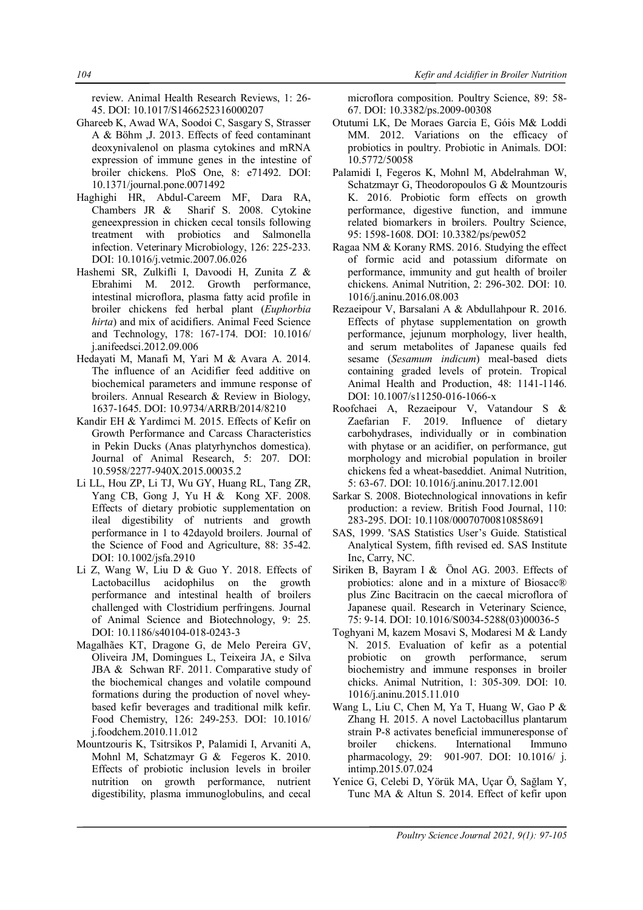review. Animal Health Research Reviews, 1: 26-45. DOI: 10.1017/S1466252316000207

Ghareeb K, Awad WA, Soodoi C, Sasgary S, Strasser A & Böhm ,J. 2013. Effects of feed contaminant deoxynivalenol on plasma cytokines and mRNA expression of immune genes in the intestine of broiler chickens. PloS One, 8: e71492. DOI: 10.1371/journal.pone.0071492

Haghighi HR, Abdul-Careem MF, Dara RA, Chambers JR & Sharif S. 2008. Cytokine geneexpression in chicken cecal tonsils following treatment with probiotics and Salmonella infection. Veterinary Microbiology, 126: 225-233. DOI: 10.1016/j.vetmic.2007.06.026

Hashemi SR, Zulkifli I, Davoodi H, Zunita Z & Ebrahimi M. 2012. Growth performance, intestinal microflora, plasma fatty acid profile in broiler chickens fed herbal plant (*Euphorbia hirta*) and mix of acidifiers. Animal Feed Science and Technology, 178: 167-174. DOI: 10.1016/ j.anifeedsci.2012.09.006

Hedayati M, Manafi M, Yari M & Avara A. 2014. The influence of an Acidifier feed additive on biochemical parameters and immune response of broilers. Annual Research & Review in Biology, 1637-1645. DOI: 10.9734/ARRB/2014/8210

Kandir EH & Yardimci M. 2015. Effects of Kefir on Growth Performance and Carcass Characteristics in Pekin Ducks (Anas platyrhynchos domestica). Journal of Animal Research, 5: 207. DOI: 10.5958/2277-940X.2015.00035.2

Li LL, Hou ZP, Li TJ, Wu GY, Huang RL, Tang ZR, Yang CB, Gong J, Yu H & Kong XF. 2008. Effects of dietary probiotic supplementation on ileal digestibility of nutrients and growth performance in 1 to 42dayold broilers. Journal of the Science of Food and Agriculture, 88: 35-42. DOI: 10.1002/jsfa.2910

Li Z, Wang W, Liu D & Guo Y. 2018. Effects of Lactobacillus acidophilus on the growth performance and intestinal health of broilers challenged with Clostridium perfringens. Journal of Animal Science and Biotechnology, 9: 25. DOI: 10.1186/s40104-018-0243-3

Magalhães KT, Dragone G, de Melo Pereira GV, Oliveira JM, Domingues L, Teixeira JA, e Silva JBA & Schwan RF. 2011. Comparative study of the biochemical changes and volatile compound formations during the production of novel whey-based kefir beverages and traditional milk kefir. Food Chemistry, 126: 249-253. DOI: 10.1016/ j.foodchem.2010.11.012

Mountzouris K, Tsitrsikos P, Palamidi I, Arvaniti A, Mohnl M, Schatzmayr G & Fegeros K. 2010. Effects of probiotic inclusion levels in broiler nutrition on growth performance, nutrient digestibility, plasma immunoglobulins, and cecal microflora composition. Poultry Science, 89: 58-67. DOI: 10.3382/ps.2009-00308

Otutumi LK, De Moraes Garcia E, Góis M& Loddi MM. 2012. Variations on the efficacy of probiotics in poultry. Probiotic in Animals. DOI: 10.5772/50058

Palamidi I, Fegeros K, Mohnl M, Abdelrahman W, Schatzmayr G, Theodoropoulos G & Mountzouris K. 2016. Probiotic form effects on growth performance, digestive function, and immune related biomarkers in broilers. Poultry Science, 95: 1598-1608. DOI: 10.3382/ps/pew052

Ragaa NM & Korany RMS. 2016. Studying the effect of formic acid and potassium diformate on performance, immunity and gut health of broiler chickens. Animal Nutrition, 2: 296-302. DOI: 10. 1016/j.aninu.2016.08.003

Rezaeipour V, Barsalani A & Abdullahpour R. 2016. Effects of phytase supplementation on growth performance, jejunum morphology, liver health, and serum metabolites of Japanese quails fed sesame (*Sesamum indicum*) meal-based diets containing graded levels of protein. Tropical Animal Health and Production, 48: 1141-1146. DOI: 10.1007/s11250-016-1066-x

Roofchaei A, Rezaeipour V, Vatandour S & Zaefarian F. 2019. Influence of dietary carbohydrases, individually or in combination with phytase or an acidifier, on performance, gut morphology and microbial population in broiler chickens fed a wheat-baseddiet. Animal Nutrition, 5: 63-67. DOI: 10.1016/j.aninu.2017.12.001

Sarkar S. 2008. Biotechnological innovations in kefir production: a review. British Food Journal, 110: 283-295. DOI: 10.1108/00070700810858691

SAS, 1999. 'SAS Statistics User's Guide. Statistical Analytical System, fifth revised ed. SAS Institute Inc, Carry, NC.

Siriken B, Bayram I & Önol AG. 2003. Effects of probiotics: alone and in a mixture of Biosacc® plus Zinc Bacitracin on the caecal microflora of Japanese quail. Research in Veterinary Science, 75: 9-14. DOI: 10.1016/S0034-5288(03)00036-5

Toghyani M, kazem Mosavi S, Modaresi M & Landy N. 2015. Evaluation of kefir as a potential probiotic on growth performance, serum biochemistry and immune responses in broiler chicks. Animal Nutrition, 1: 305-309. DOI: 10. 1016/j.aninu.2015.11.010

Wang L, Liu C, Chen M, Ya T, Huang W, Gao P & Zhang H. 2015. A novel Lactobacillus plantarum strain P-8 activates beneficial immuneresponse of broiler chickens. International Immuno pharmacology, 29: 901-907. DOI: 10.1016/ j. intimp.2015.07.024

Yenice G, Celebi D, Yörük MA, Uçar Ö, Sağlam Y, Tunc MA & Altun S. 2014. Effect of kefir upon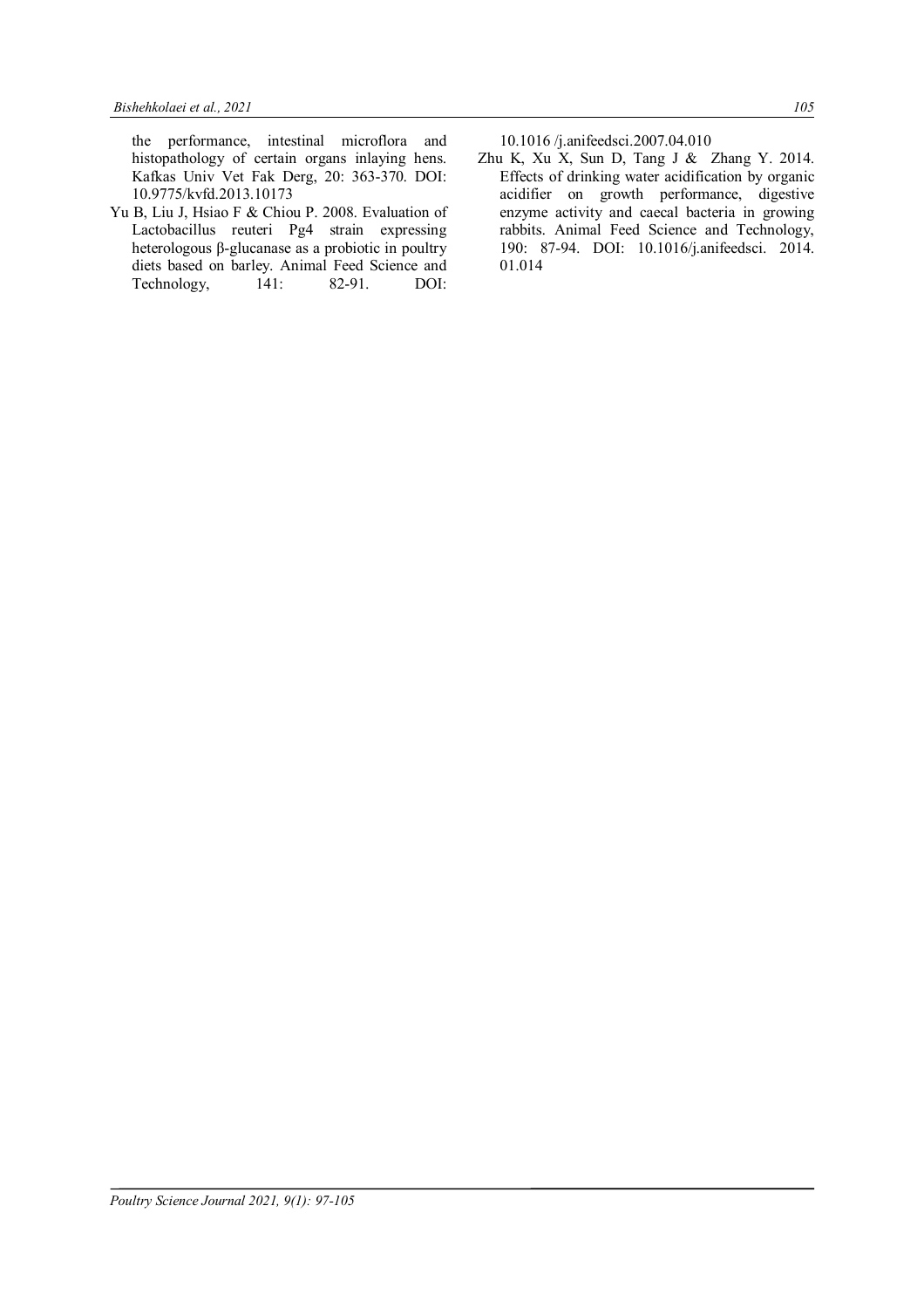the performance, intestinal microflora and histopathology of certain organs inlaying hens. Kafkas Univ Vet Fak Derg, 20: 363-370. DOI: 10.9775/kvfd.2013.10173

Yu B, Liu J, Hsiao F & Chiou P. 2008. Evaluation of Lactobacillus reuteri Pg4 strain expressing heterologous β-glucanase as a probiotic in poultry diets based on barley. Animal Feed Science and Technology, 141: 82-91. DOI: 10.1016 /j.anifeedsci.2007.04.010

Zhu K, Xu X, Sun D, Tang J & Zhang Y. 2014. Effects of drinking water acidification by organic acidifier on growth performance, digestive enzyme activity and caecal bacteria in growing rabbits. Animal Feed Science and Technology, 190: 87-94. DOI: 10.1016/j.anifeedsci. 2014. 01.014